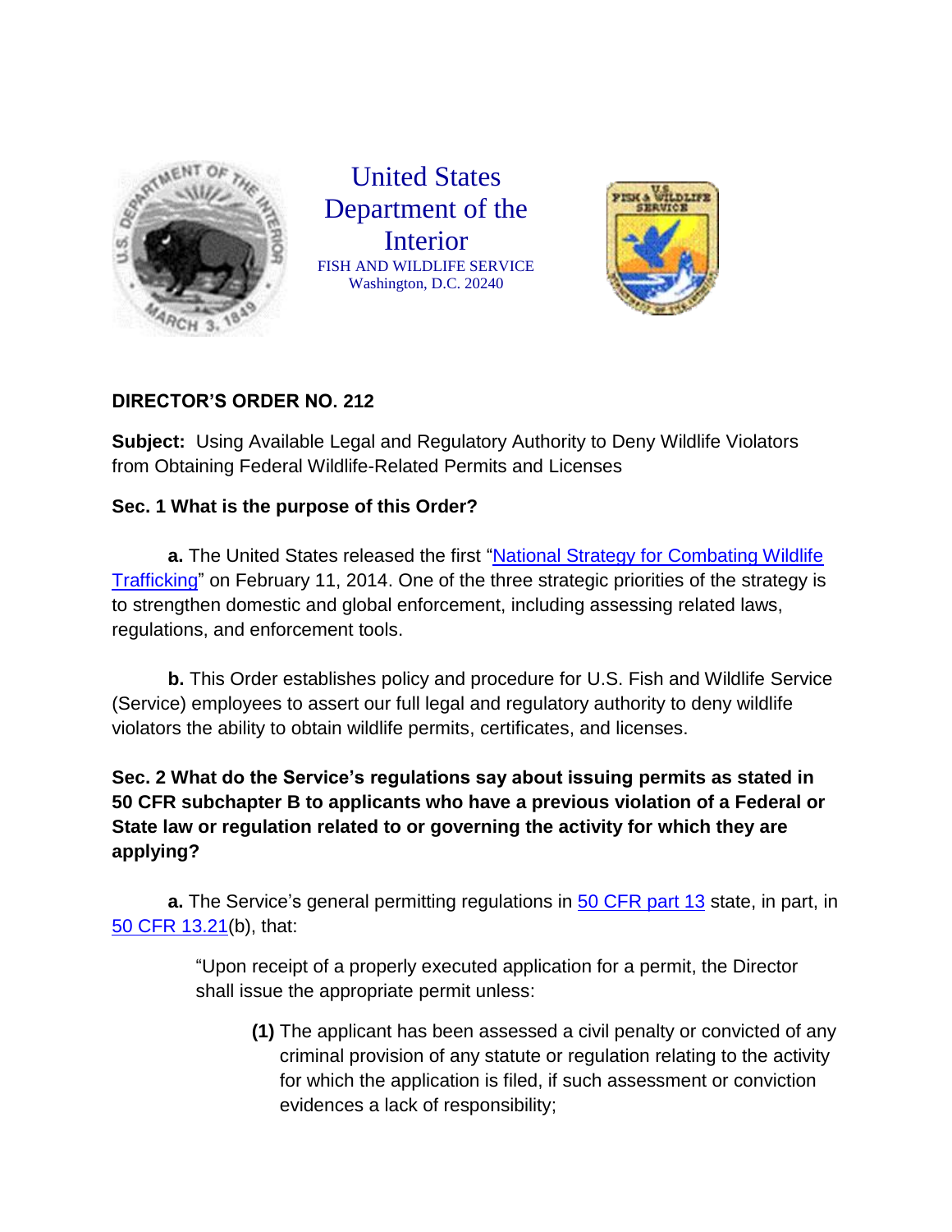United States Department of the Interior

FISH AND WILDLIFE SERVICE
Washington, D.C. 20240

**DIRECTOR'S ORDER NO. 212**

**Subject:** Using Available Legal and Regulatory Authority to Deny Wildlife Violators from Obtaining Federal Wildlife-Related Permits and Licenses

**Sec. 1 What is the purpose of this Order?**

**a.** The United States released the first "National Strategy for Combating Wildlife Trafficking" on February 11, 2014. One of the three strategic priorities of the strategy is to strengthen domestic and global enforcement, including assessing related laws, regulations, and enforcement tools.

**b.** This Order establishes policy and procedure for U.S. Fish and Wildlife Service (Service) employees to assert our full legal and regulatory authority to deny wildlife violators the ability to obtain wildlife permits, certificates, and licenses.

**Sec. 2 What do the Service's regulations say about issuing permits as stated in 50 CFR subchapter B to applicants who have a previous violation of a Federal or State law or regulation related to or governing the activity for which they are applying?**

**a.** The Service's general permitting regulations in 50 CFR part 13 state, in part, in 50 CFR 13.21(b), that:

> "Upon receipt of a properly executed application for a permit, the Director shall issue the appropriate permit unless:
>
> **(1)** The applicant has been assessed a civil penalty or convicted of any criminal provision of any statute or regulation relating to the activity for which the application is filed, if such assessment or conviction evidences a lack of responsibility;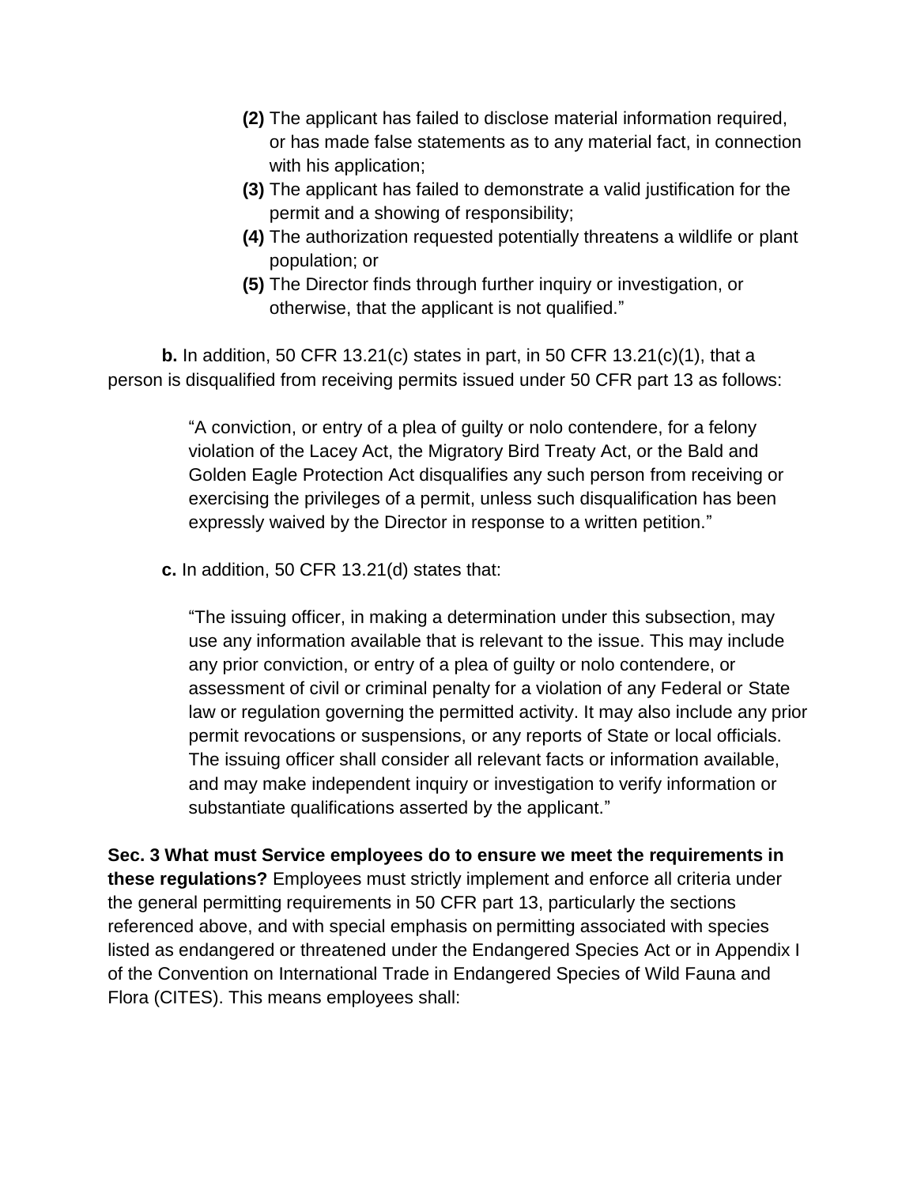**(2)** The applicant has failed to disclose material information required, or has made false statements as to any material fact, in connection with his application;

**(3)** The applicant has failed to demonstrate a valid justification for the permit and a showing of responsibility;

**(4)** The authorization requested potentially threatens a wildlife or plant population; or

**(5)** The Director finds through further inquiry or investigation, or otherwise, that the applicant is not qualified."

**b.** In addition, 50 CFR 13.21(c) states in part, in 50 CFR 13.21(c)(1), that a person is disqualified from receiving permits issued under 50 CFR part 13 as follows:

> "A conviction, or entry of a plea of guilty or nolo contendere, for a felony violation of the Lacey Act, the Migratory Bird Treaty Act, or the Bald and Golden Eagle Protection Act disqualifies any such person from receiving or exercising the privileges of a permit, unless such disqualification has been expressly waived by the Director in response to a written petition."

**c.** In addition, 50 CFR 13.21(d) states that:

> "The issuing officer, in making a determination under this subsection, may use any information available that is relevant to the issue. This may include any prior conviction, or entry of a plea of guilty or nolo contendere, or assessment of civil or criminal penalty for a violation of any Federal or State law or regulation governing the permitted activity. It may also include any prior permit revocations or suspensions, or any reports of State or local officials. The issuing officer shall consider all relevant facts or information available, and may make independent inquiry or investigation to verify information or substantiate qualifications asserted by the applicant."

**Sec. 3 What must Service employees do to ensure we meet the requirements in these regulations?** Employees must strictly implement and enforce all criteria under the general permitting requirements in 50 CFR part 13, particularly the sections referenced above, and with special emphasis on permitting associated with species listed as endangered or threatened under the Endangered Species Act or in Appendix I of the Convention on International Trade in Endangered Species of Wild Fauna and Flora (CITES). This means employees shall: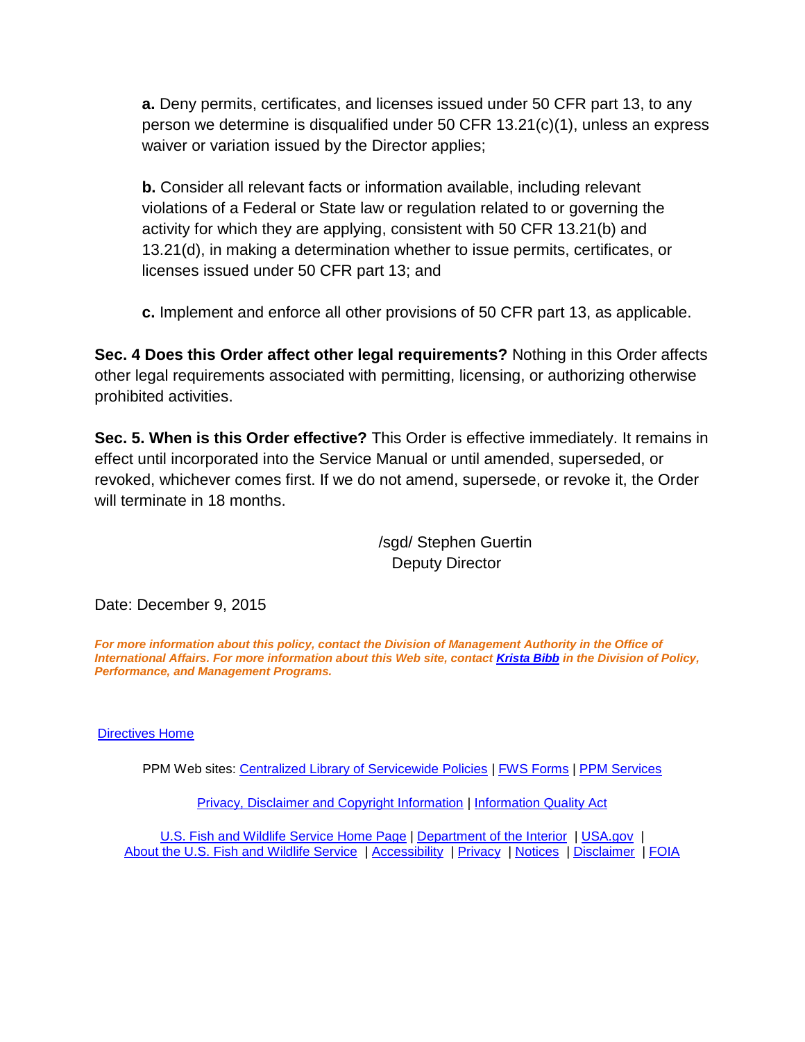**a.** Deny permits, certificates, and licenses issued under 50 CFR part 13, to any person we determine is disqualified under 50 CFR 13.21(c)(1), unless an express waiver or variation issued by the Director applies;

**b.** Consider all relevant facts or information available, including relevant violations of a Federal or State law or regulation related to or governing the activity for which they are applying, consistent with 50 CFR 13.21(b) and 13.21(d), in making a determination whether to issue permits, certificates, or licenses issued under 50 CFR part 13; and

**c.** Implement and enforce all other provisions of 50 CFR part 13, as applicable.

**Sec. 4 Does this Order affect other legal requirements?** Nothing in this Order affects other legal requirements associated with permitting, licensing, or authorizing otherwise prohibited activities.

**Sec. 5. When is this Order effective?** This Order is effective immediately. It remains in effect until incorporated into the Service Manual or until amended, superseded, or revoked, whichever comes first. If we do not amend, supersede, or revoke it, the Order will terminate in 18 months.

/sgd/ Stephen Guertin
Deputy Director

Date: December 9, 2015

***For more information about this policy, contact the Division of Management Authority in the Office of International Affairs. For more information about this Web site, contact Krista Bibb in the Division of Policy, Performance, and Management Programs.***

Directives Home

PPM Web sites: Centralized Library of Servicewide Policies | FWS Forms | PPM Services

Privacy, Disclaimer and Copyright Information | Information Quality Act

U.S. Fish and Wildlife Service Home Page | Department of the Interior | USA.gov | About the U.S. Fish and Wildlife Service | Accessibility | Privacy | Notices | Disclaimer | FOIA